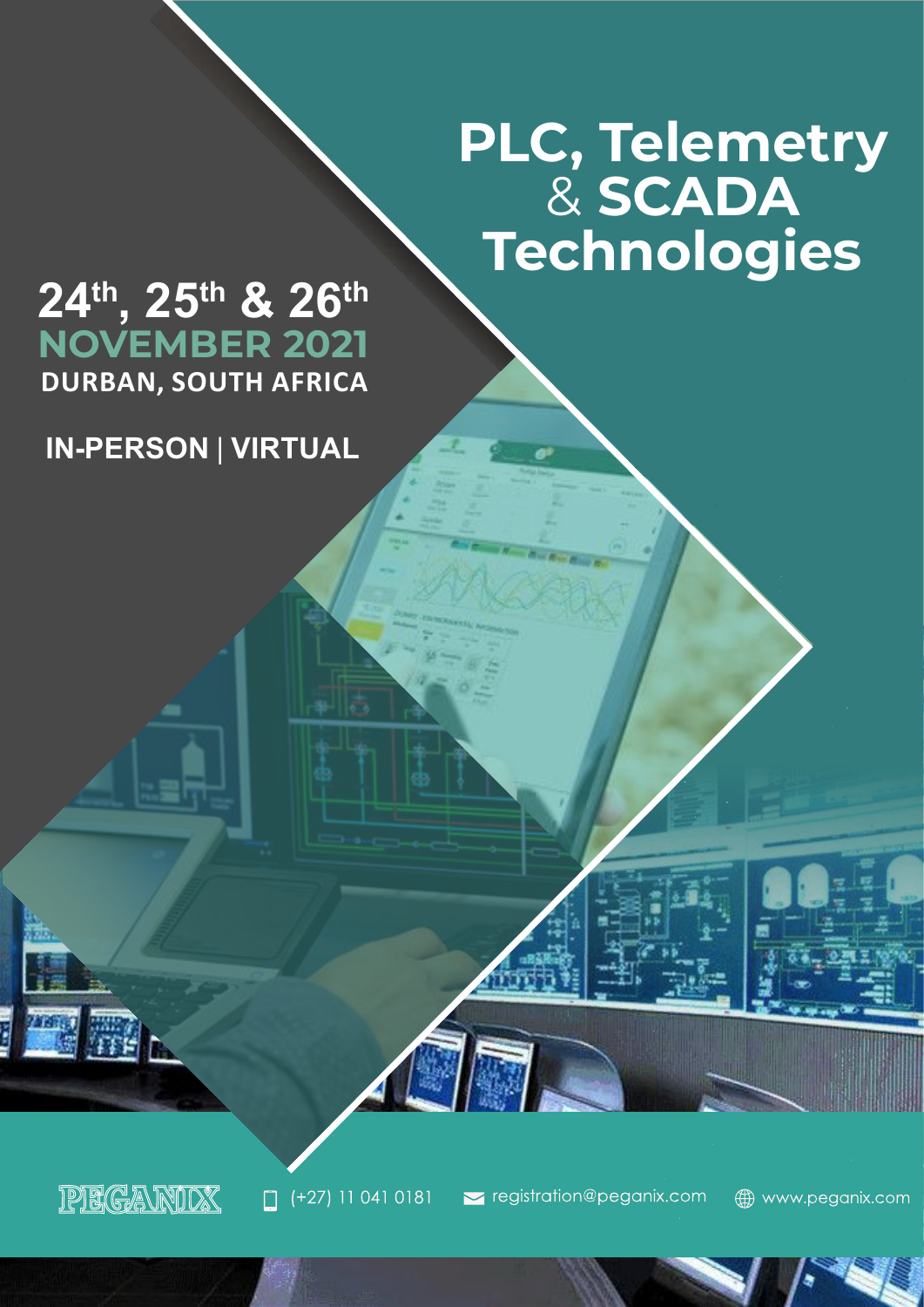# PLC, Telemetry & SCADA Technologies

**24th, 25th & 26th**
**NOVEMBER 2021**
**DURBAN, SOUTH AFRICA**

**IN-PERSON | VIRTUAL**

PEGANIX

(+27) 11 041 0181 | registration@peganix.com | www.peganix.com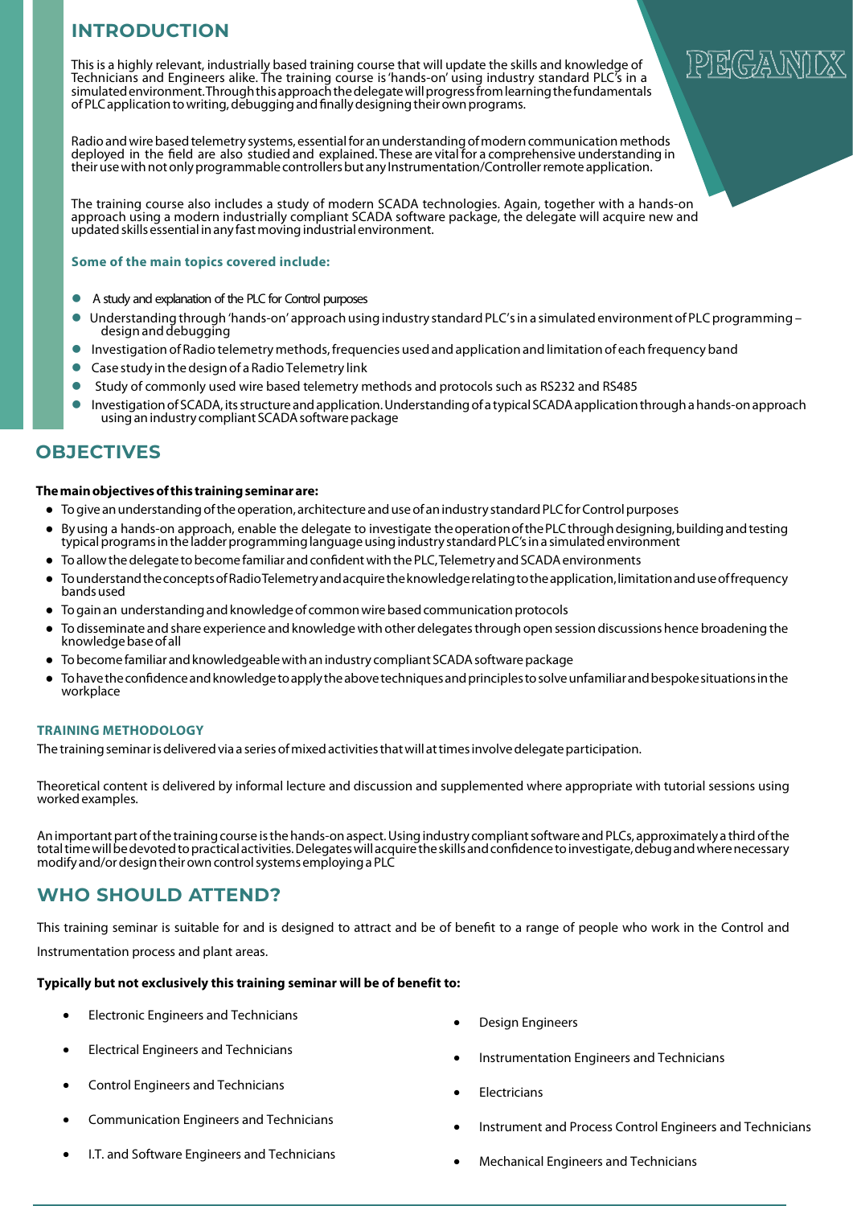## INTRODUCTION

This is a highly relevant, industrially based training course that will update the skills and knowledge of Technicians and Engineers alike. The training course is 'hands-on' using industry standard PLC's in a simulated environment. Through this approach the delegate will progress from learning the fundamentals of PLC application to writing, debugging and finally designing their own programs.

Radio and wire based telemetry systems, essential for an understanding of modern communication methods deployed in the field are also studied and explained. These are vital for a comprehensive understanding in their use with not only programmable controllers but any Instrumentation/Controller remote application.

The training course also includes a study of modern SCADA technologies. Again, together with a hands-on approach using a modern industrially compliant SCADA software package, the delegate will acquire new and updated skills essential in any fast moving industrial environment.

**Some of the main topics covered include:**

- A study and explanation of the PLC for Control purposes
- Understanding through 'hands-on' approach using industry standard PLC's in a simulated environment of PLC programming – design and debugging
- Investigation of Radio telemetry methods, frequencies used and application and limitation of each frequency band
- Case study in the design of a Radio Telemetry link
- Study of commonly used wire based telemetry methods and protocols such as RS232 and RS485
- Investigation of SCADA, its structure and application. Understanding of a typical SCADA application through a hands-on approach using an industry compliant SCADA software package

## OBJECTIVES

**The main objectives of this training seminar are:**

- To give an understanding of the operation, architecture and use of an industry standard PLC for Control purposes
- By using a hands-on approach, enable the delegate to investigate the operation of the PLC through designing, building and testing typical programs in the ladder programming language using industry standard PLC's in a simulated environment
- To allow the delegate to become familiar and confident with the PLC, Telemetry and SCADA environments
- To understand the concepts of Radio Telemetry and acquire the knowledge relating to the application, limitation and use of frequency bands used
- To gain an understanding and knowledge of common wire based communication protocols
- To disseminate and share experience and knowledge with other delegates through open session discussions hence broadening the knowledge base of all
- To become familiar and knowledgeable with an industry compliant SCADA software package
- To have the confidence and knowledge to apply the above techniques and principles to solve unfamiliar and bespoke situations in the workplace

### TRAINING METHODOLOGY

The training seminar is delivered via a series of mixed activities that will at times involve delegate participation.

Theoretical content is delivered by informal lecture and discussion and supplemented where appropriate with tutorial sessions using worked examples.

An important part of the training course is the hands-on aspect. Using industry compliant software and PLCs, approximately a third of the total time will be devoted to practical activities. Delegates will acquire the skills and confidence to investigate, debug and where necessary modify and/or design their own control systems employing a PLC

## WHO SHOULD ATTEND?

This training seminar is suitable for and is designed to attract and be of benefit to a range of people who work in the Control and Instrumentation process and plant areas.

**Typically but not exclusively this training seminar will be of benefit to:**

- Electronic Engineers and Technicians
- Electrical Engineers and Technicians
- Control Engineers and Technicians
- Communication Engineers and Technicians
- I.T. and Software Engineers and Technicians
- Design Engineers
- Instrumentation Engineers and Technicians
- Electricians
- Instrument and Process Control Engineers and Technicians
- Mechanical Engineers and Technicians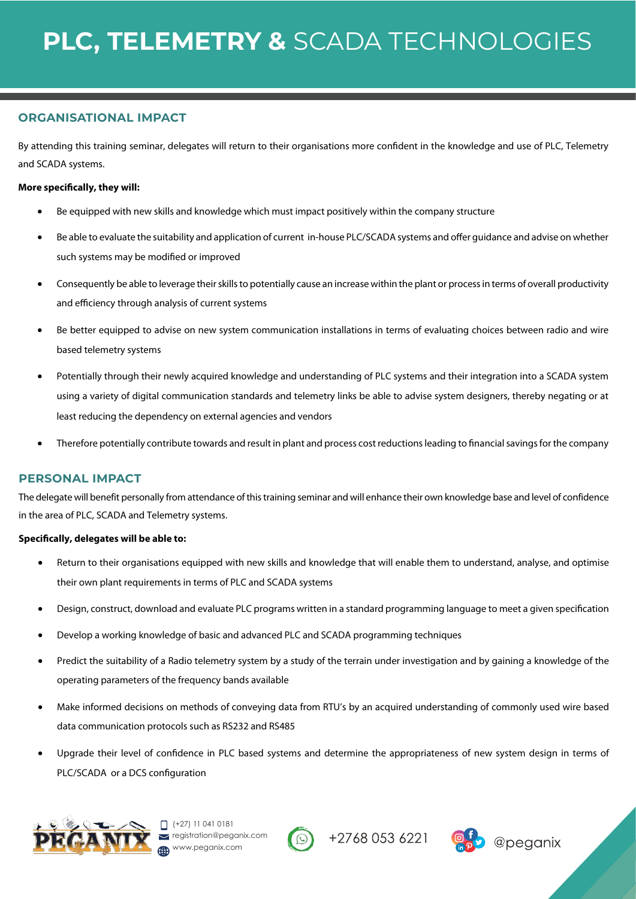# PLC, TELEMETRY & SCADA TECHNOLOGIES

## ORGANISATIONAL IMPACT

By attending this training seminar, delegates will return to their organisations more confident in the knowledge and use of PLC, Telemetry and SCADA systems.

**More specifically, they will:**

- Be equipped with new skills and knowledge which must impact positively within the company structure
- Be able to evaluate the suitability and application of current in-house PLC/SCADA systems and offer guidance and advise on whether such systems may be modified or improved
- Consequently be able to leverage their skills to potentially cause an increase within the plant or process in terms of overall productivity and efficiency through analysis of current systems
- Be better equipped to advise on new system communication installations in terms of evaluating choices between radio and wire based telemetry systems
- Potentially through their newly acquired knowledge and understanding of PLC systems and their integration into a SCADA system using a variety of digital communication standards and telemetry links be able to advise system designers, thereby negating or at least reducing the dependency on external agencies and vendors
- Therefore potentially contribute towards and result in plant and process cost reductions leading to financial savings for the company

## PERSONAL IMPACT

The delegate will benefit personally from attendance of this training seminar and will enhance their own knowledge base and level of confidence in the area of PLC, SCADA and Telemetry systems.

**Specifically, delegates will be able to:**

- Return to their organisations equipped with new skills and knowledge that will enable them to understand, analyse, and optimise their own plant requirements in terms of PLC and SCADA systems
- Design, construct, download and evaluate PLC programs written in a standard programming language to meet a given specification
- Develop a working knowledge of basic and advanced PLC and SCADA programming techniques
- Predict the suitability of a Radio telemetry system by a study of the terrain under investigation and by gaining a knowledge of the operating parameters of the frequency bands available
- Make informed decisions on methods of conveying data from RTU's by an acquired understanding of commonly used wire based data communication protocols such as RS232 and RS485
- Upgrade their level of confidence in PLC based systems and determine the appropriateness of new system design in terms of PLC/SCADA or a DCS configuration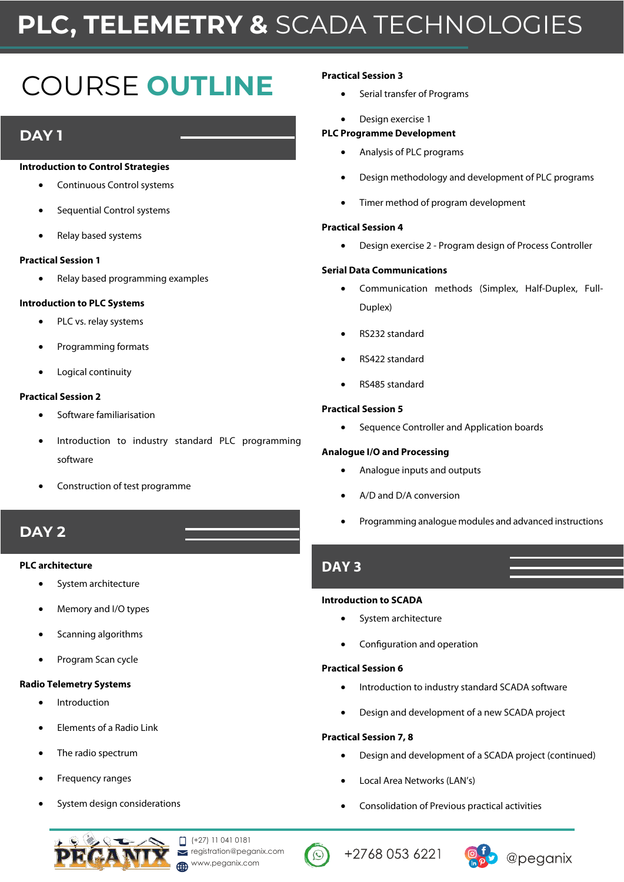# PLC, TELEMETRY & SCADA TECHNOLOGIES

## COURSE OUTLINE

## DAY 1

**Introduction to Control Strategies**

- Continuous Control systems
- Sequential Control systems
- Relay based systems

**Practical Session 1**

- Relay based programming examples

**Introduction to PLC Systems**

- PLC vs. relay systems
- Programming formats
- Logical continuity

**Practical Session 2**

- Software familiarisation
- Introduction to industry standard PLC programming software
- Construction of test programme

## DAY 2

**PLC architecture**

- System architecture
- Memory and I/O types
- Scanning algorithms
- Program Scan cycle

**Radio Telemetry Systems**

- Introduction
- Elements of a Radio Link
- The radio spectrum
- Frequency ranges
- System design considerations

**Practical Session 3**

- Serial transfer of Programs
- Design exercise 1

**PLC Programme Development**

- Analysis of PLC programs
- Design methodology and development of PLC programs
- Timer method of program development

**Practical Session 4**

- Design exercise 2 - Program design of Process Controller

**Serial Data Communications**

- Communication methods (Simplex, Half-Duplex, Full-Duplex)
- RS232 standard
- RS422 standard
- RS485 standard

**Practical Session 5**

- Sequence Controller and Application boards

**Analogue I/O and Processing**

- Analogue inputs and outputs
- A/D and D/A conversion
- Programming analogue modules and advanced instructions

## DAY 3

**Introduction to SCADA**

- System architecture
- Configuration and operation

**Practical Session 6**

- Introduction to industry standard SCADA software
- Design and development of a new SCADA project

**Practical Session 7, 8**

- Design and development of a SCADA project (continued)
- Local Area Networks (LAN's)
- Consolidation of Previous practical activities

PEGANIX | (+27) 11 041 0181 | registration@peganix.com | www.peganix.com | +2768 053 6221 | @peganix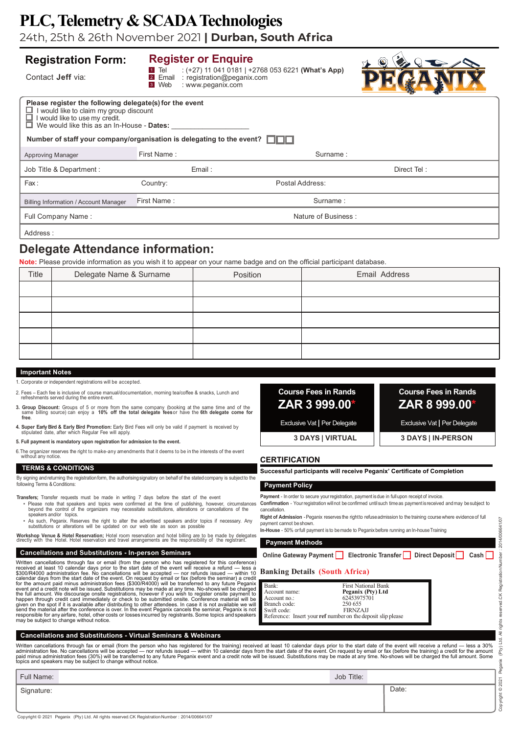# PLC, Telemetry & SCADA Technologies

24th, 25th & 26th November 2021 | **Durban, South Africa**

## Registration Form:

Contact **Jeff** via:

## Register or Enquire

1 Tel : (+27) 11 041 0181 | +2768 053 6221 **(What's App)**
2 Email : registration@peganix.com
3 Web : www.peganix.com

**Please register the following delegate(s) for the event**

☐ I would like to claim my group discount
☐ I would like to use my credit.
☐ We would like this as an In-House - **Dates:** ____________________

**Number of staff your company/organisation is delegating to the event?** ☐☐☐

| | | | |
|---|---|---|---|
| Approving Manager | First Name : | Surname : | |
| Job Title & Department : | Email : | | Direct Tel : |
| Fax : | Country: | Postal Address: | |
| Billing Information / Account Manager | First Name : | Surname : | |
| Full Company Name : | | Nature of Business : | |
| Address : | | | |

## Delegate Attendance information:

**Note:** Please provide information as you wish it to appear on your name badge and on the official participant database.

| Title | Delegate Name & Surname | Position | Email Address |
|---|---|---|---|
| | | | |
| | | | |
| | | | |
| | | | |
| | | | |

### Important Notes

1. Corporate or independent registrations will be accepted.
2. Fees – Each fee is inclusive of course manual/documentation, morning tea/coffee & snacks, Lunch and refreshments served during the entire event.
3. **Group Discount:** Groups of 5 or more from the same company (booking at the same time and of the same billing source) can enjoy a **10% off the total delegate fees** or have the **6th delegate come for free**.
4. **Super Early Bird & Early Bird Promotion:** Early Bird Fees will only be valid if payment is received by stipulated date, after which Regular Fee will apply.
5. **Full payment is mandatory upon registration for admission to the event.**
6. The organizer reserves the right to make-any amendments that it deems to be in the interests of the event without any notice.

| Course Fees in Rands | Course Fees in Rands |
|---|---|
| **ZAR 3 999.00*** | **ZAR 8 999.00*** |
| Exclusive Vat \| Per Delegate | Exclusive Vat \| Per Delegate |
| **3 DAYS \| VIRTUAL** | **3 DAYS \| IN-PERSON** |

### CERTIFICATION

**Successful participants will receive Peganix' Certificate of Completion**

### TERMS & CONDITIONS

By signing and returning the registration form, the authorising signatory on behalf of the stated company is subject to the following Terms & Conditions:

**Transfers;** Transfer requests must be made in writing 7 days before the start of the event

- Please note that speakers and topics were confirmed at the time of publishing, however, circumstances beyond the control of the organizers may necessitate substitutions, alterations or cancellations of the speakers and/or topics.
- As such, Peganix. Reserves the right to alter the advertised speakers and/or topics if necessary. Any substitutions or alterations will be updated on our web site as soon as possible

**Workshop Venue & Hotel Reservation;** Hotel room reservation and hotel billing are to be made by delegates directly with the Hotel. Hotel reservation and travel arrangements are the responsibility of the registrant.

### Payment Policy

**Payment** - In order to secure your registration, payment is due in full upon receipt of invoice.
**Confirmation** - Your registration will not be confirmed until such time as payment is received and may be subject to cancellation.
**Right of Admission** - Peganix reserves the right to refuse admission to the training course where evidence of full payment cannot be shown.
**In-House** - 50% or full payment is to be made to Peganix before running an In-house Training

### Payment Methods

**Online Gateway Payment** ☐ **Electronic Transfer** ☐ **Direct Deposit** ☐ **Cash** ☐

### Banking Details (South Africa)

| | |
|---|---|
| Bank: | First National Bank |
| Account name: | **Peganix (Pty) Ltd** |
| Account no.: | 62453975701 |
| Branch code: | 250 655 |
| Swift code: | FIRNZAJJ |

Reference: Insert your **ref** number on the deposit slip please

### Cancellations and Substitutions - In-person Seminars

Written cancellations through fax or email (from the person who has registered for this conference) received at least 10 calendar days prior to the start date of the event will receive a refund — less a $300/R4000 administration fee. No cancellations will be accepted — nor refunds issued — within 10 calendar days from the start date of the event. On request by email or fax (before the seminar) a credit for the amount paid minus administration fees ($300/R4000) will be transferred to any future Peganix event and a credit note will be issued. Substitutions may be made at any time. No-shows will be charged the full amount. We discourage onsite registrations, however if you wish to register onsite payment to happen through credit card immediately or check to be submitted onsite. Conference material will be given on the spot if it is available after distributing to other attendees. In case it is not available we will send the material after the conference is over. In the event Peganix cancels the seminar, Peganix is not responsible for any airfare, hotel, other costs or losses incurred by registrants. Some topics and speakers may be subject to change without notice.

### Cancellations and Substitutions - Virtual Seminars & Webinars

Written cancellations through fax or email (from the person who has registered for the training) received at least 10 calendar days prior to the start date of the event will receive a refund — less a 30% administration fee. No cancellations will be accepted — nor refunds issued — within 10 calendar days from the start date of the event. On request by email or fax (before the training) a credit for the amount paid minus administration fees (30%) will be transferred to any future Peganix event and a credit note will be issued. Substitutions may be made at any time. No-shows will be charged the full amount. Some topics and speakers may be subject to change without notice.

| | | | |
|---|---|---|---|
| Full Name: | | Job Title: | |
| Signature: | | | Date: |

Copyright © 2021 Peganix (Pty) Ltd. All rights reserved.CK Registration Number : 2014/006641/07